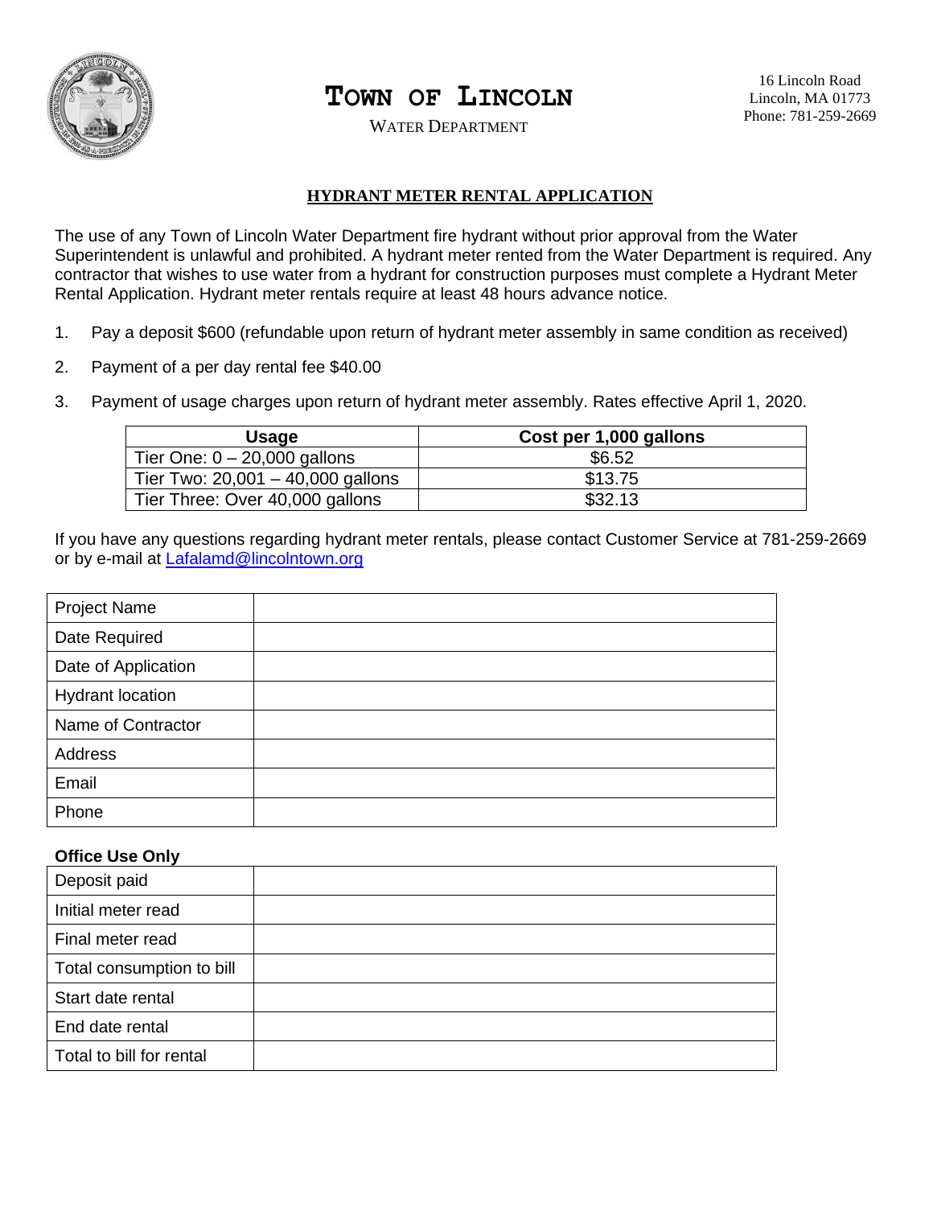# TOWN OF LINCOLN

WATER DEPARTMENT

16 Lincoln Road
Lincoln, MA 01773
Phone: 781-259-2669

## HYDRANT METER RENTAL APPLICATION

The use of any Town of Lincoln Water Department fire hydrant without prior approval from the Water Superintendent is unlawful and prohibited. A hydrant meter rented from the Water Department is required. Any contractor that wishes to use water from a hydrant for construction purposes must complete a Hydrant Meter Rental Application. Hydrant meter rentals require at least 48 hours advance notice.

1. Pay a deposit $600 (refundable upon return of hydrant meter assembly in same condition as received)
2. Payment of a per day rental fee $40.00
3. Payment of usage charges upon return of hydrant meter assembly. Rates effective April 1, 2020.

| Usage | Cost per 1,000 gallons |
|---|---|
| Tier One: 0 – 20,000 gallons | $6.52 |
| Tier Two: 20,001 – 40,000 gallons | $13.75 |
| Tier Three: Over 40,000 gallons | $32.13 |

If you have any questions regarding hydrant meter rentals, please contact Customer Service at 781-259-2669 or by e-mail at Lafalamd@lincolntown.org

| | |
|---|---|
| Project Name | |
| Date Required | |
| Date of Application | |
| Hydrant location | |
| Name of Contractor | |
| Address | |
| Email | |
| Phone | |

**Office Use Only**

| | |
|---|---|
| Deposit paid | |
| Initial meter read | |
| Final meter read | |
| Total consumption to bill | |
| Start date rental | |
| End date rental | |
| Total to bill for rental | |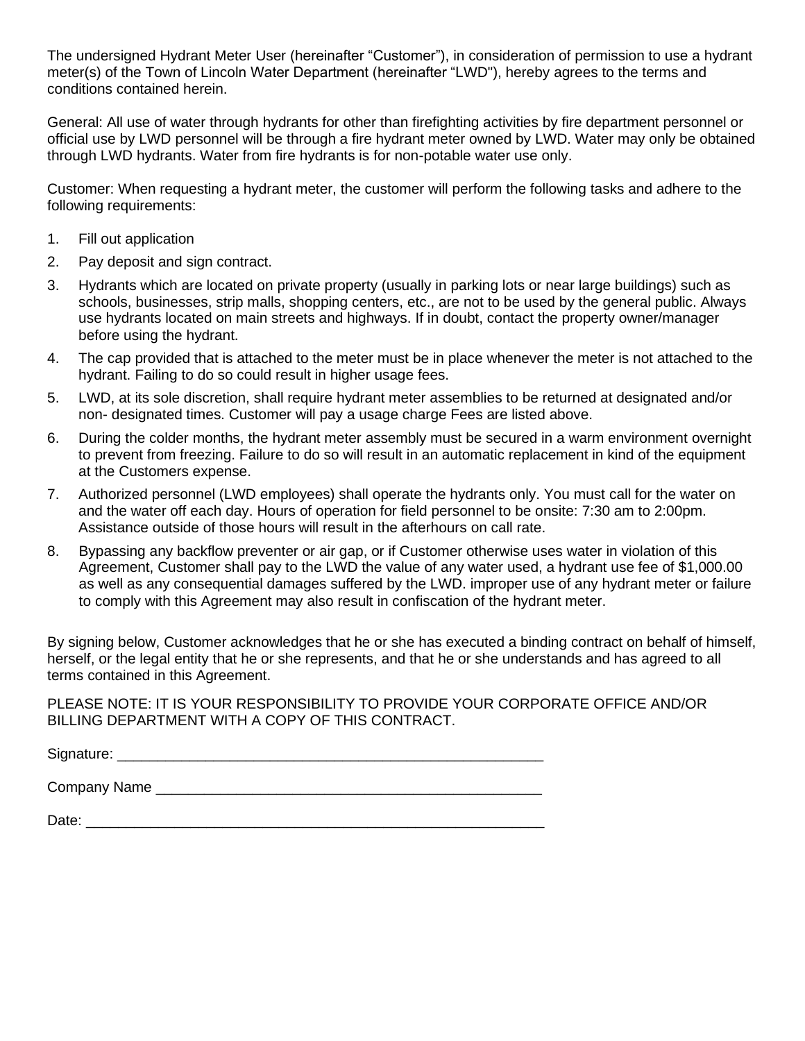The undersigned Hydrant Meter User (hereinafter "Customer"), in consideration of permission to use a hydrant meter(s) of the Town of Lincoln Water Department (hereinafter "LWD"), hereby agrees to the terms and conditions contained herein.

General: All use of water through hydrants for other than firefighting activities by fire department personnel or official use by LWD personnel will be through a fire hydrant meter owned by LWD. Water may only be obtained through LWD hydrants. Water from fire hydrants is for non-potable water use only.

Customer: When requesting a hydrant meter, the customer will perform the following tasks and adhere to the following requirements:

1. Fill out application
2. Pay deposit and sign contract.
3. Hydrants which are located on private property (usually in parking lots or near large buildings) such as schools, businesses, strip malls, shopping centers, etc., are not to be used by the general public. Always use hydrants located on main streets and highways. If in doubt, contact the property owner/manager before using the hydrant.
4. The cap provided that is attached to the meter must be in place whenever the meter is not attached to the hydrant. Failing to do so could result in higher usage fees.
5. LWD, at its sole discretion, shall require hydrant meter assemblies to be returned at designated and/or non- designated times. Customer will pay a usage charge Fees are listed above.
6. During the colder months, the hydrant meter assembly must be secured in a warm environment overnight to prevent from freezing. Failure to do so will result in an automatic replacement in kind of the equipment at the Customers expense.
7. Authorized personnel (LWD employees) shall operate the hydrants only. You must call for the water on and the water off each day. Hours of operation for field personnel to be onsite: 7:30 am to 2:00pm. Assistance outside of those hours will result in the afterhours on call rate.
8. Bypassing any backflow preventer or air gap, or if Customer otherwise uses water in violation of this Agreement, Customer shall pay to the LWD the value of any water used, a hydrant use fee of $1,000.00 as well as any consequential damages suffered by the LWD. improper use of any hydrant meter or failure to comply with this Agreement may also result in confiscation of the hydrant meter.

By signing below, Customer acknowledges that he or she has executed a binding contract on behalf of himself, herself, or the legal entity that he or she represents, and that he or she understands and has agreed to all terms contained in this Agreement.

PLEASE NOTE: IT IS YOUR RESPONSIBILITY TO PROVIDE YOUR CORPORATE OFFICE AND/OR BILLING DEPARTMENT WITH A COPY OF THIS CONTRACT.

Signature: _______________________________________________________

Company Name _________________________________________________

Date: ___________________________________________________________